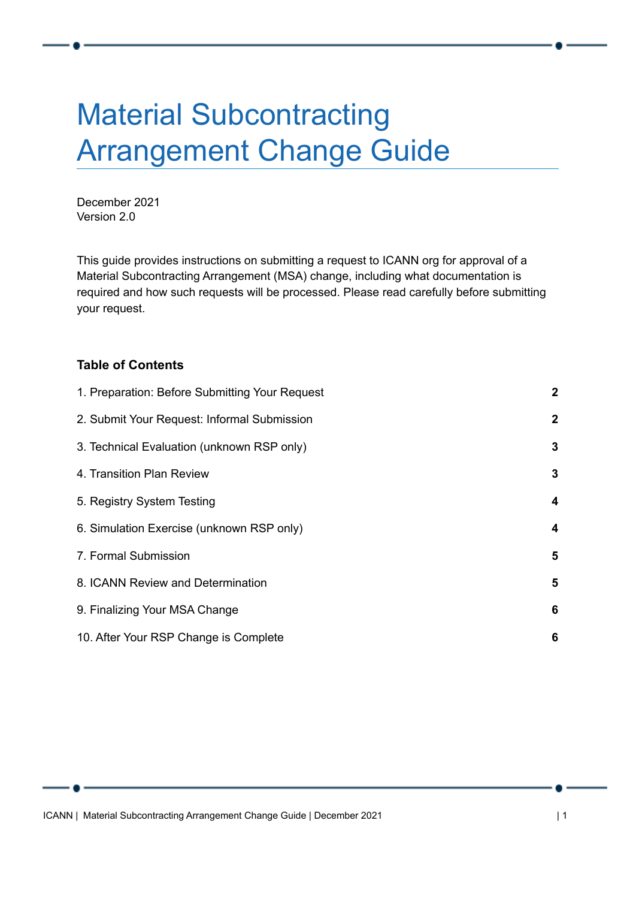# Material Subcontracting Arrangement Change Guide

December 2021
Version 2.0

This guide provides instructions on submitting a request to ICANN org for approval of a Material Subcontracting Arrangement (MSA) change, including what documentation is required and how such requests will be processed. Please read carefully before submitting your request.

**Table of Contents**

| | |
|---|---|
| 1. Preparation: Before Submitting Your Request | **2** |
| 2. Submit Your Request: Informal Submission | **2** |
| 3. Technical Evaluation (unknown RSP only) | **3** |
| 4. Transition Plan Review | **3** |
| 5. Registry System Testing | **4** |
| 6. Simulation Exercise (unknown RSP only) | **4** |
| 7. Formal Submission | **5** |
| 8. ICANN Review and Determination | **5** |
| 9. Finalizing Your MSA Change | **6** |
| 10. After Your RSP Change is Complete | **6** |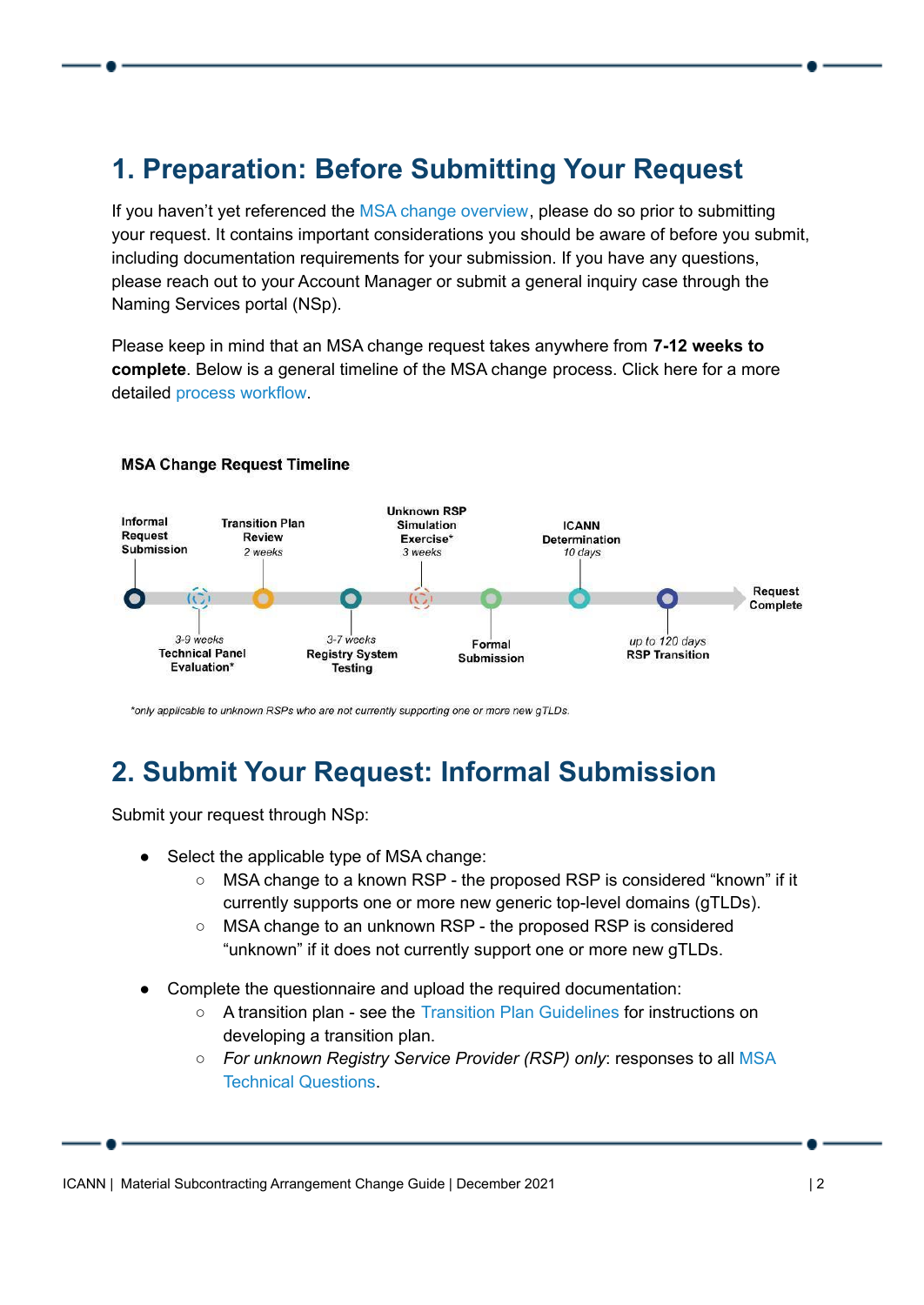# 1. Preparation: Before Submitting Your Request

If you haven't yet referenced the MSA change overview, please do so prior to submitting your request. It contains important considerations you should be aware of before you submit, including documentation requirements for your submission. If you have any questions, please reach out to your Account Manager or submit a general inquiry case through the Naming Services portal (NSp).

Please keep in mind that an MSA change request takes anywhere from **7-12 weeks to complete**. Below is a general timeline of the MSA change process. Click here for a more detailed process workflow.

**MSA Change Request Timeline**

- Informal Request Submission
- Technical Panel Evaluation* — *3-9 weeks*
- Transition Plan Review — *2 weeks*
- Registry System Testing — *3-7 weeks*
- Unknown RSP Simulation Exercise* — *3 weeks*
- Formal Submission
- ICANN Determination — *10 days*
- RSP Transition — *up to 120 days*
- Request Complete

*only applicable to unknown RSPs who are not currently supporting one or more new gTLDs.

# 2. Submit Your Request: Informal Submission

Submit your request through NSp:

- Select the applicable type of MSA change:
  - MSA change to a known RSP - the proposed RSP is considered "known" if it currently supports one or more new generic top-level domains (gTLDs).
  - MSA change to an unknown RSP - the proposed RSP is considered "unknown" if it does not currently support one or more new gTLDs.
- Complete the questionnaire and upload the required documentation:
  - A transition plan - see the Transition Plan Guidelines for instructions on developing a transition plan.
  - *For unknown Registry Service Provider (RSP) only*: responses to all MSA Technical Questions.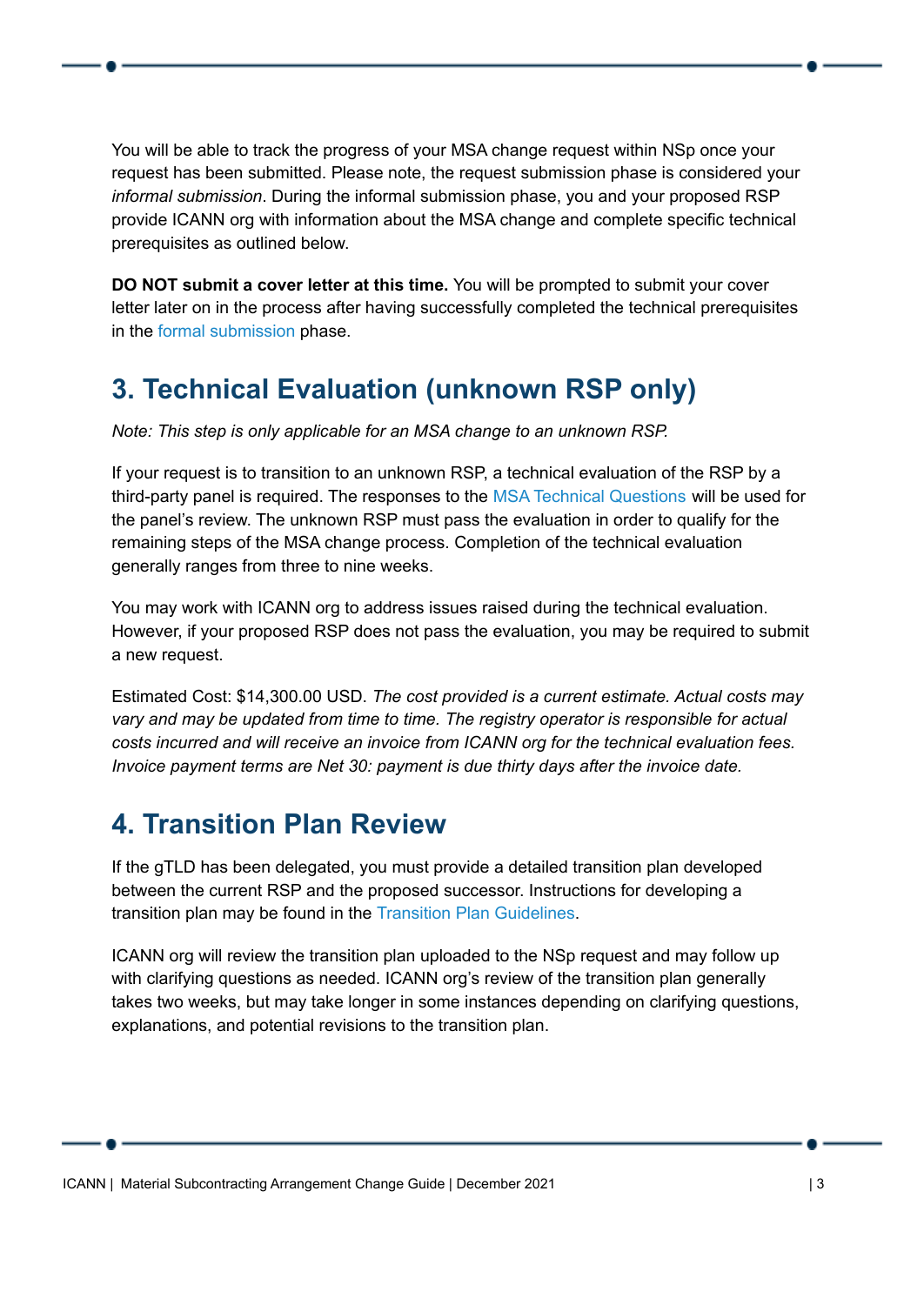You will be able to track the progress of your MSA change request within NSp once your request has been submitted. Please note, the request submission phase is considered your *informal submission*. During the informal submission phase, you and your proposed RSP provide ICANN org with information about the MSA change and complete specific technical prerequisites as outlined below.

**DO NOT submit a cover letter at this time.** You will be prompted to submit your cover letter later on in the process after having successfully completed the technical prerequisites in the formal submission phase.

## 3. Technical Evaluation (unknown RSP only)

*Note: This step is only applicable for an MSA change to an unknown RSP.*

If your request is to transition to an unknown RSP, a technical evaluation of the RSP by a third-party panel is required. The responses to the MSA Technical Questions will be used for the panel's review. The unknown RSP must pass the evaluation in order to qualify for the remaining steps of the MSA change process. Completion of the technical evaluation generally ranges from three to nine weeks.

You may work with ICANN org to address issues raised during the technical evaluation. However, if your proposed RSP does not pass the evaluation, you may be required to submit a new request.

Estimated Cost: $14,300.00 USD. *The cost provided is a current estimate. Actual costs may vary and may be updated from time to time. The registry operator is responsible for actual costs incurred and will receive an invoice from ICANN org for the technical evaluation fees. Invoice payment terms are Net 30: payment is due thirty days after the invoice date.*

## 4. Transition Plan Review

If the gTLD has been delegated, you must provide a detailed transition plan developed between the current RSP and the proposed successor. Instructions for developing a transition plan may be found in the Transition Plan Guidelines.

ICANN org will review the transition plan uploaded to the NSp request and may follow up with clarifying questions as needed. ICANN org's review of the transition plan generally takes two weeks, but may take longer in some instances depending on clarifying questions, explanations, and potential revisions to the transition plan.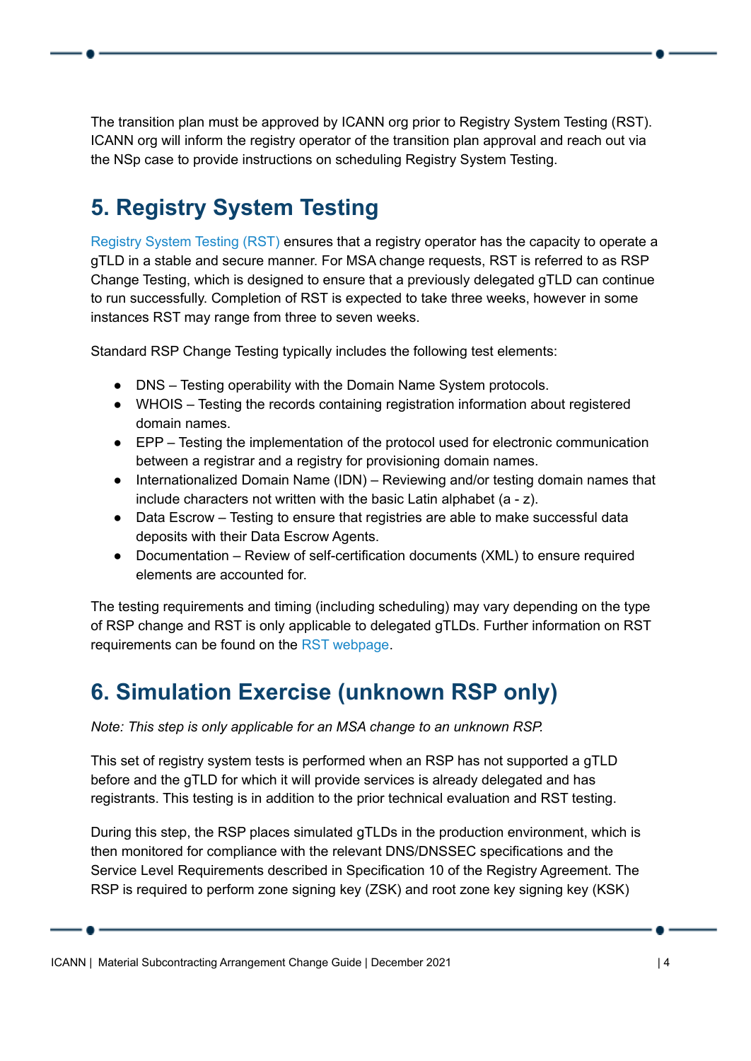The transition plan must be approved by ICANN org prior to Registry System Testing (RST). ICANN org will inform the registry operator of the transition plan approval and reach out via the NSp case to provide instructions on scheduling Registry System Testing.

## 5. Registry System Testing

Registry System Testing (RST) ensures that a registry operator has the capacity to operate a gTLD in a stable and secure manner. For MSA change requests, RST is referred to as RSP Change Testing, which is designed to ensure that a previously delegated gTLD can continue to run successfully. Completion of RST is expected to take three weeks, however in some instances RST may range from three to seven weeks.

Standard RSP Change Testing typically includes the following test elements:

- DNS – Testing operability with the Domain Name System protocols.
- WHOIS – Testing the records containing registration information about registered domain names.
- EPP – Testing the implementation of the protocol used for electronic communication between a registrar and a registry for provisioning domain names.
- Internationalized Domain Name (IDN) – Reviewing and/or testing domain names that include characters not written with the basic Latin alphabet (a - z).
- Data Escrow – Testing to ensure that registries are able to make successful data deposits with their Data Escrow Agents.
- Documentation – Review of self-certification documents (XML) to ensure required elements are accounted for.

The testing requirements and timing (including scheduling) may vary depending on the type of RSP change and RST is only applicable to delegated gTLDs. Further information on RST requirements can be found on the RST webpage.

## 6. Simulation Exercise (unknown RSP only)

*Note: This step is only applicable for an MSA change to an unknown RSP.*

This set of registry system tests is performed when an RSP has not supported a gTLD before and the gTLD for which it will provide services is already delegated and has registrants. This testing is in addition to the prior technical evaluation and RST testing.

During this step, the RSP places simulated gTLDs in the production environment, which is then monitored for compliance with the relevant DNS/DNSSEC specifications and the Service Level Requirements described in Specification 10 of the Registry Agreement. The RSP is required to perform zone signing key (ZSK) and root zone key signing key (KSK)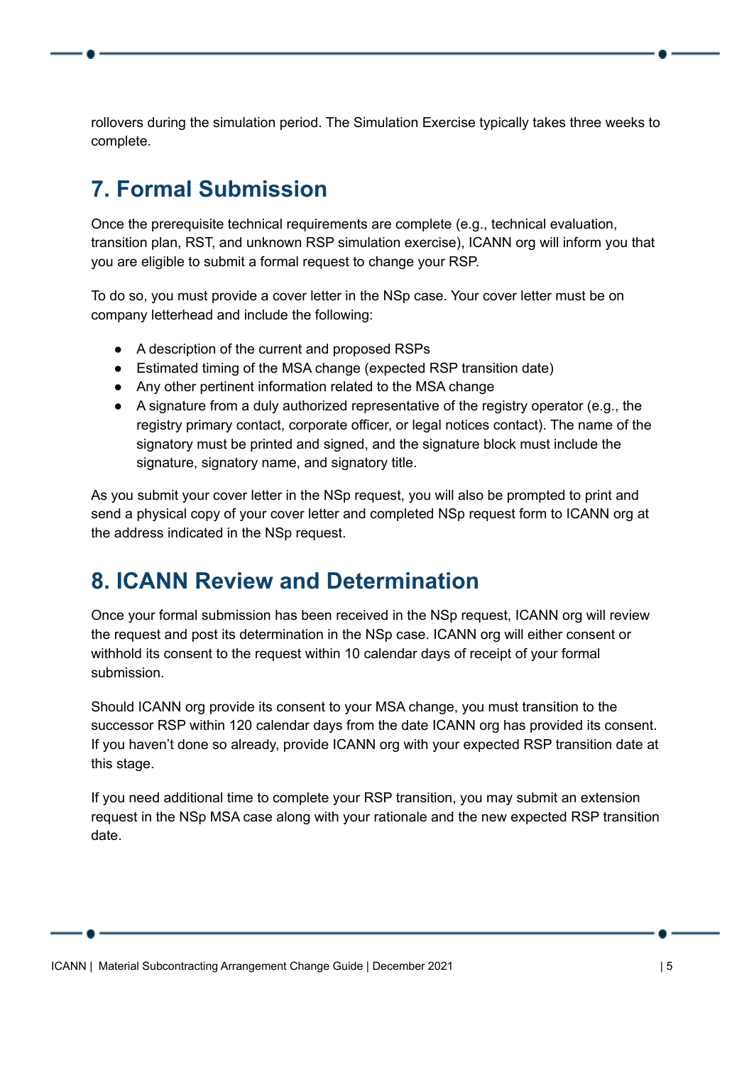rollovers during the simulation period. The Simulation Exercise typically takes three weeks to complete.

## 7. Formal Submission

Once the prerequisite technical requirements are complete (e.g., technical evaluation, transition plan, RST, and unknown RSP simulation exercise), ICANN org will inform you that you are eligible to submit a formal request to change your RSP.

To do so, you must provide a cover letter in the NSp case. Your cover letter must be on company letterhead and include the following:

- A description of the current and proposed RSPs
- Estimated timing of the MSA change (expected RSP transition date)
- Any other pertinent information related to the MSA change
- A signature from a duly authorized representative of the registry operator (e.g., the registry primary contact, corporate officer, or legal notices contact). The name of the signatory must be printed and signed, and the signature block must include the signature, signatory name, and signatory title.

As you submit your cover letter in the NSp request, you will also be prompted to print and send a physical copy of your cover letter and completed NSp request form to ICANN org at the address indicated in the NSp request.

## 8. ICANN Review and Determination

Once your formal submission has been received in the NSp request, ICANN org will review the request and post its determination in the NSp case. ICANN org will either consent or withhold its consent to the request within 10 calendar days of receipt of your formal submission.

Should ICANN org provide its consent to your MSA change, you must transition to the successor RSP within 120 calendar days from the date ICANN org has provided its consent. If you haven't done so already, provide ICANN org with your expected RSP transition date at this stage.

If you need additional time to complete your RSP transition, you may submit an extension request in the NSp MSA case along with your rationale and the new expected RSP transition date.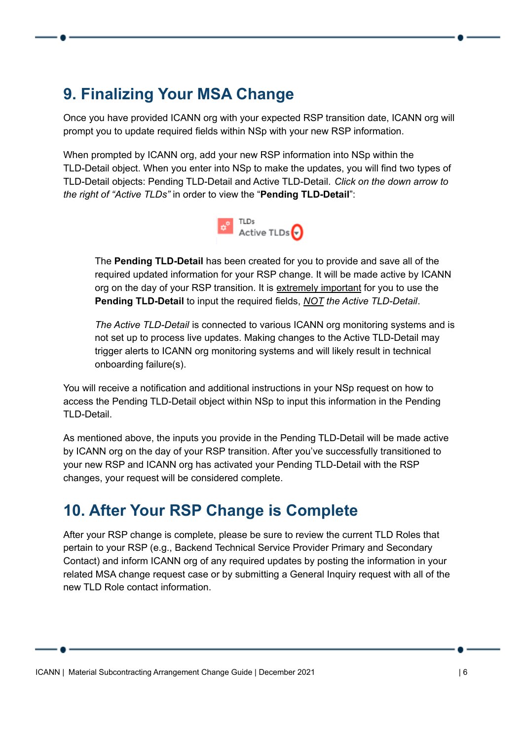## 9. Finalizing Your MSA Change

Once you have provided ICANN org with your expected RSP transition date, ICANN org will prompt you to update required fields within NSp with your new RSP information.

When prompted by ICANN org, add your new RSP information into NSp within the TLD-Detail object. When you enter into NSp to make the updates, you will find two types of TLD-Detail objects: Pending TLD-Detail and Active TLD-Detail. *Click on the down arrow to the right of "Active TLDs"* in order to view the "**Pending TLD-Detail**":

TLDs
Active TLDs

> The **Pending TLD-Detail** has been created for you to provide and save all of the required updated information for your RSP change. It will be made active by ICANN org on the day of your RSP transition. It is extremely important for you to use the **Pending TLD-Detail** to input the required fields, *NOT the Active TLD-Detail*.
>
> *The Active TLD-Detail* is connected to various ICANN org monitoring systems and is not set up to process live updates. Making changes to the Active TLD-Detail may trigger alerts to ICANN org monitoring systems and will likely result in technical onboarding failure(s).

You will receive a notification and additional instructions in your NSp request on how to access the Pending TLD-Detail object within NSp to input this information in the Pending TLD-Detail.

As mentioned above, the inputs you provide in the Pending TLD-Detail will be made active by ICANN org on the day of your RSP transition. After you've successfully transitioned to your new RSP and ICANN org has activated your Pending TLD-Detail with the RSP changes, your request will be considered complete.

## 10. After Your RSP Change is Complete

After your RSP change is complete, please be sure to review the current TLD Roles that pertain to your RSP (e.g., Backend Technical Service Provider Primary and Secondary Contact) and inform ICANN org of any required updates by posting the information in your related MSA change request case or by submitting a General Inquiry request with all of the new TLD Role contact information.